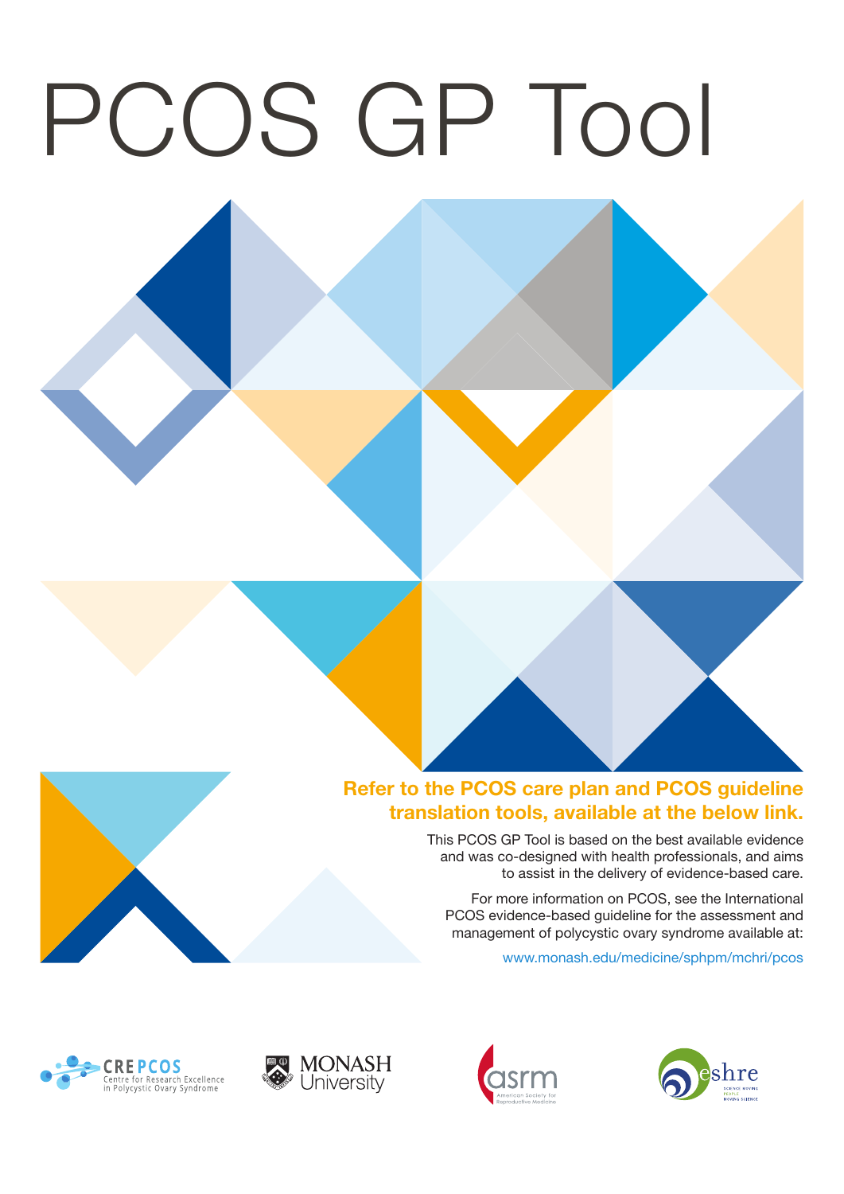# PCOS GP Tool

**Refer to the PCOS care plan and PCOS guideline translation tools, available at the below link.**

This PCOS GP Tool is based on the best available evidence and was co-designed with health professionals, and aims to assist in the delivery of evidence-based care.

For more information on PCOS, see the International PCOS evidence-based guideline for the assessment and management of polycystic ovary syndrome available at:

www.monash.edu/medicine/sphpm/mchri/pcos

CREPCOS Centre for Research Excellence in Polycystic Ovary Syndrome

MONASH University

asrm American Society for Reproductive Medicine

eshre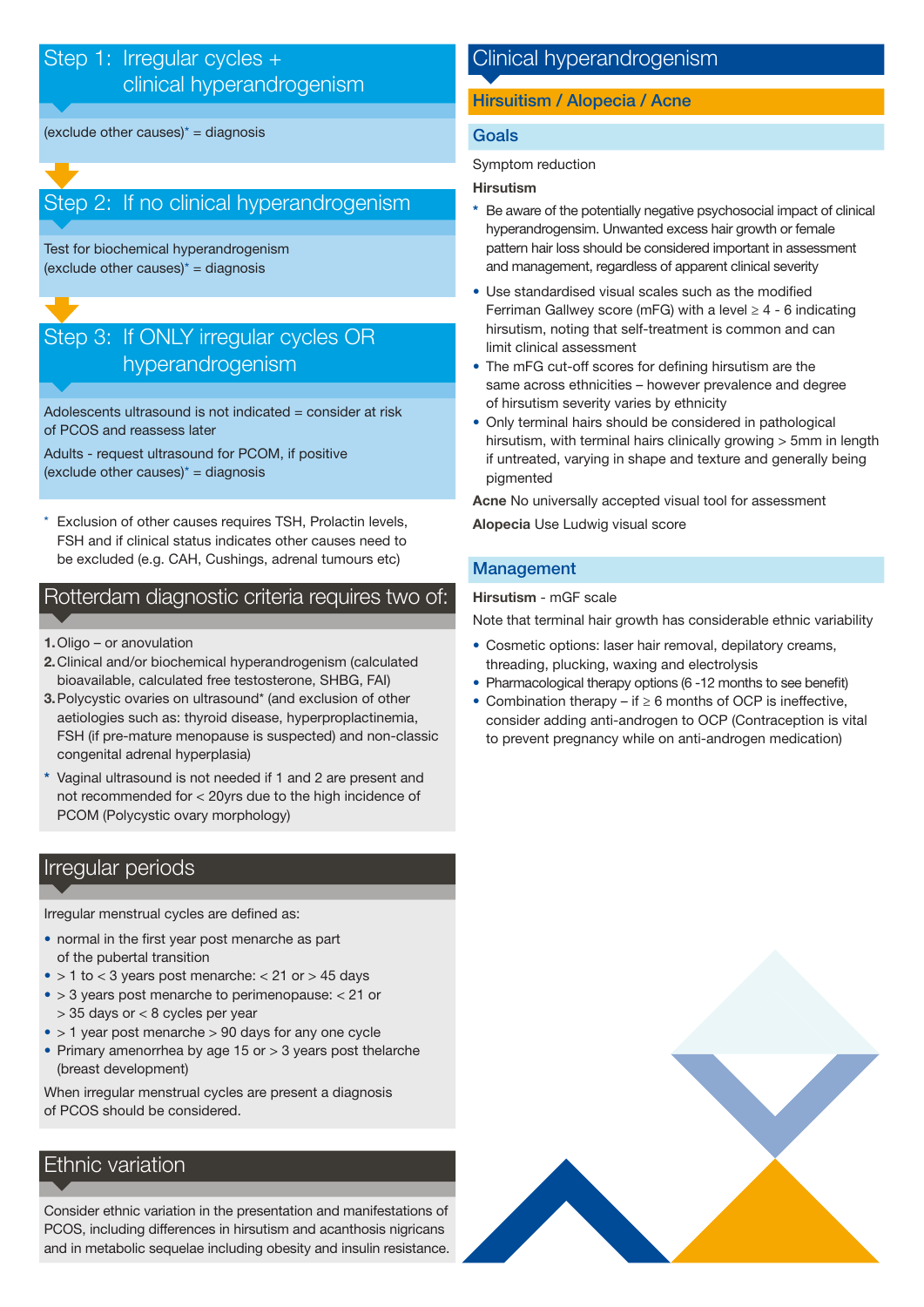## Step 1: Irregular cycles + clinical hyperandrogenism

(exclude other causes)* = diagnosis

## Step 2: If no clinical hyperandrogenism

Test for biochemical hyperandrogenism (exclude other causes)* = diagnosis

## Step 3: If ONLY irregular cycles OR hyperandrogenism

Adolescents ultrasound is not indicated = consider at risk of PCOS and reassess later

Adults - request ultrasound for PCOM, if positive (exclude other causes)* = diagnosis

\* Exclusion of other causes requires TSH, Prolactin levels, FSH and if clinical status indicates other causes need to be excluded (e.g. CAH, Cushings, adrenal tumours etc)

## Rotterdam diagnostic criteria requires two of:

1. Oligo – or anovulation
2. Clinical and/or biochemical hyperandrogenism (calculated bioavailable, calculated free testosterone, SHBG, FAI)
3. Polycystic ovaries on ultrasound* (and exclusion of other aetiologies such as: thyroid disease, hyperproplactinemia, FSH (if pre-mature menopause is suspected) and non-classic congenital adrenal hyperplasia)

\* Vaginal ultrasound is not needed if 1 and 2 are present and not recommended for < 20yrs due to the high incidence of PCOM (Polycystic ovary morphology)

## Irregular periods

Irregular menstrual cycles are defined as:

- normal in the first year post menarche as part of the pubertal transition
- > 1 to < 3 years post menarche: < 21 or > 45 days
- > 3 years post menarche to perimenopause: < 21 or > 35 days or < 8 cycles per year
- > 1 year post menarche > 90 days for any one cycle
- Primary amenorrhea by age 15 or > 3 years post thelarche (breast development)

When irregular menstrual cycles are present a diagnosis of PCOS should be considered.

## Ethnic variation

Consider ethnic variation in the presentation and manifestations of PCOS, including differences in hirsutism and acanthosis nigricans and in metabolic sequelae including obesity and insulin resistance.

## Clinical hyperandrogenism

### Hirsuitism / Alopecia / Acne

### Goals

Symptom reduction

**Hirsutism**

\* Be aware of the potentially negative psychosocial impact of clinical hyperandrogensim. Unwanted excess hair growth or female pattern hair loss should be considered important in assessment and management, regardless of apparent clinical severity

- Use standardised visual scales such as the modified Ferriman Gallwey score (mFG) with a level ≥ 4 - 6 indicating hirsutism, noting that self-treatment is common and can limit clinical assessment
- The mFG cut-off scores for defining hirsutism are the same across ethnicities – however prevalence and degree of hirsutism severity varies by ethnicity
- Only terminal hairs should be considered in pathological hirsutism, with terminal hairs clinically growing > 5mm in length if untreated, varying in shape and texture and generally being pigmented

**Acne** No universally accepted visual tool for assessment

**Alopecia** Use Ludwig visual score

### Management

**Hirsutism** - mGF scale

Note that terminal hair growth has considerable ethnic variability

- Cosmetic options: laser hair removal, depilatory creams, threading, plucking, waxing and electrolysis
- Pharmacological therapy options (6 -12 months to see benefit)
- Combination therapy – if ≥ 6 months of OCP is ineffective, consider adding anti-androgen to OCP (Contraception is vital to prevent pregnancy while on anti-androgen medication)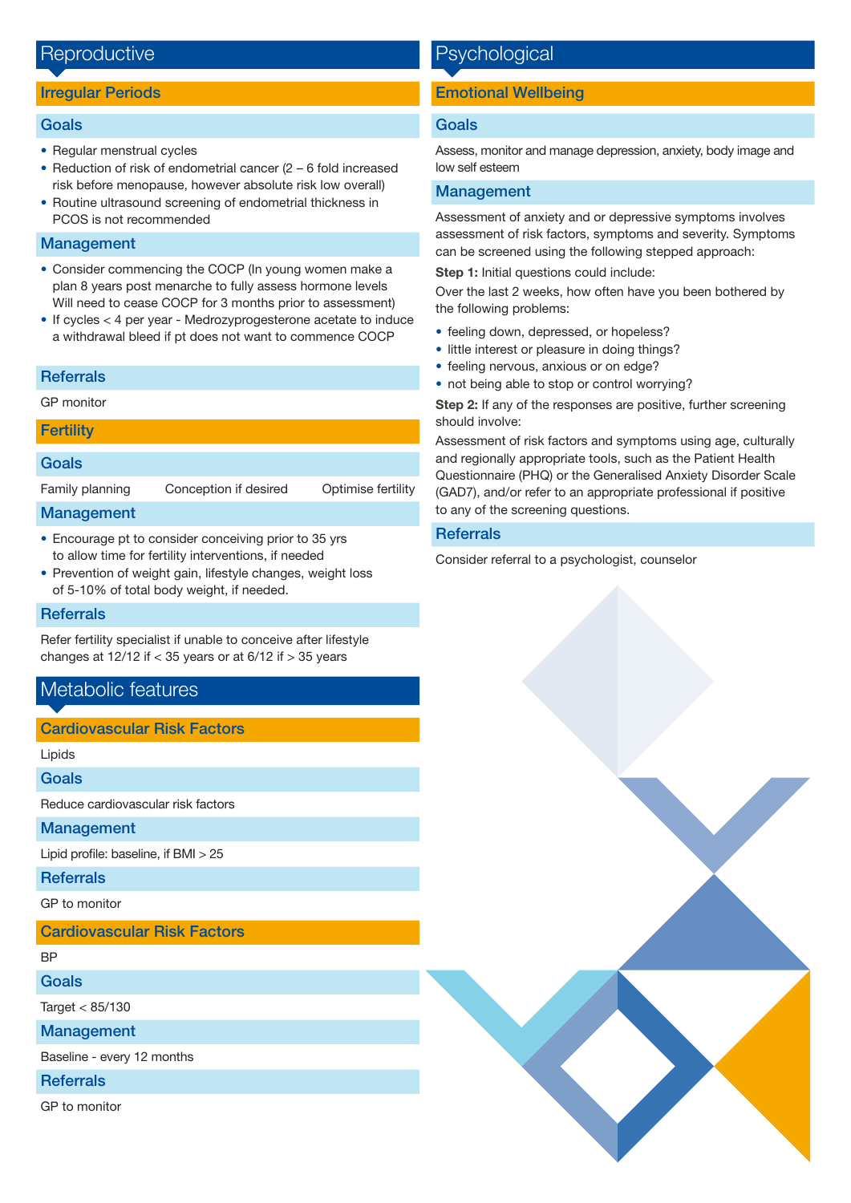# Reproductive

## Irregular Periods

### Goals

- Regular menstrual cycles
- Reduction of risk of endometrial cancer (2 – 6 fold increased risk before menopause, however absolute risk low overall)
- Routine ultrasound screening of endometrial thickness in PCOS is not recommended

### Management

- Consider commencing the COCP (In young women make a plan 8 years post menarche to fully assess hormone levels Will need to cease COCP for 3 months prior to assessment)
- If cycles < 4 per year - Medrozyprogesterone acetate to induce a withdrawal bleed if pt does not want to commence COCP

### Referrals

GP monitor

## Fertility

### Goals

Family planning | Conception if desired | Optimise fertility

### Management

- Encourage pt to consider conceiving prior to 35 yrs to allow time for fertility interventions, if needed
- Prevention of weight gain, lifestyle changes, weight loss of 5-10% of total body weight, if needed.

### Referrals

Refer fertility specialist if unable to conceive after lifestyle changes at 12/12 if < 35 years or at 6/12 if > 35 years

# Metabolic features

## Cardiovascular Risk Factors

Lipids

### Goals

Reduce cardiovascular risk factors

### Management

Lipid profile: baseline, if BMI > 25

### Referrals

GP to monitor

## Cardiovascular Risk Factors

BP

### Goals

Target < 85/130

### Management

Baseline - every 12 months

### Referrals

GP to monitor

# Psychological

## Emotional Wellbeing

### Goals

Assess, monitor and manage depression, anxiety, body image and low self esteem

### Management

Assessment of anxiety and or depressive symptoms involves assessment of risk factors, symptoms and severity. Symptoms can be screened using the following stepped approach:

**Step 1:** Initial questions could include:

Over the last 2 weeks, how often have you been bothered by the following problems:

- feeling down, depressed, or hopeless?
- little interest or pleasure in doing things?
- feeling nervous, anxious or on edge?
- not being able to stop or control worrying?

**Step 2:** If any of the responses are positive, further screening should involve:

Assessment of risk factors and symptoms using age, culturally and regionally appropriate tools, such as the Patient Health Questionnaire (PHQ) or the Generalised Anxiety Disorder Scale (GAD7), and/or refer to an appropriate professional if positive to any of the screening questions.

### Referrals

Consider referral to a psychologist, counselor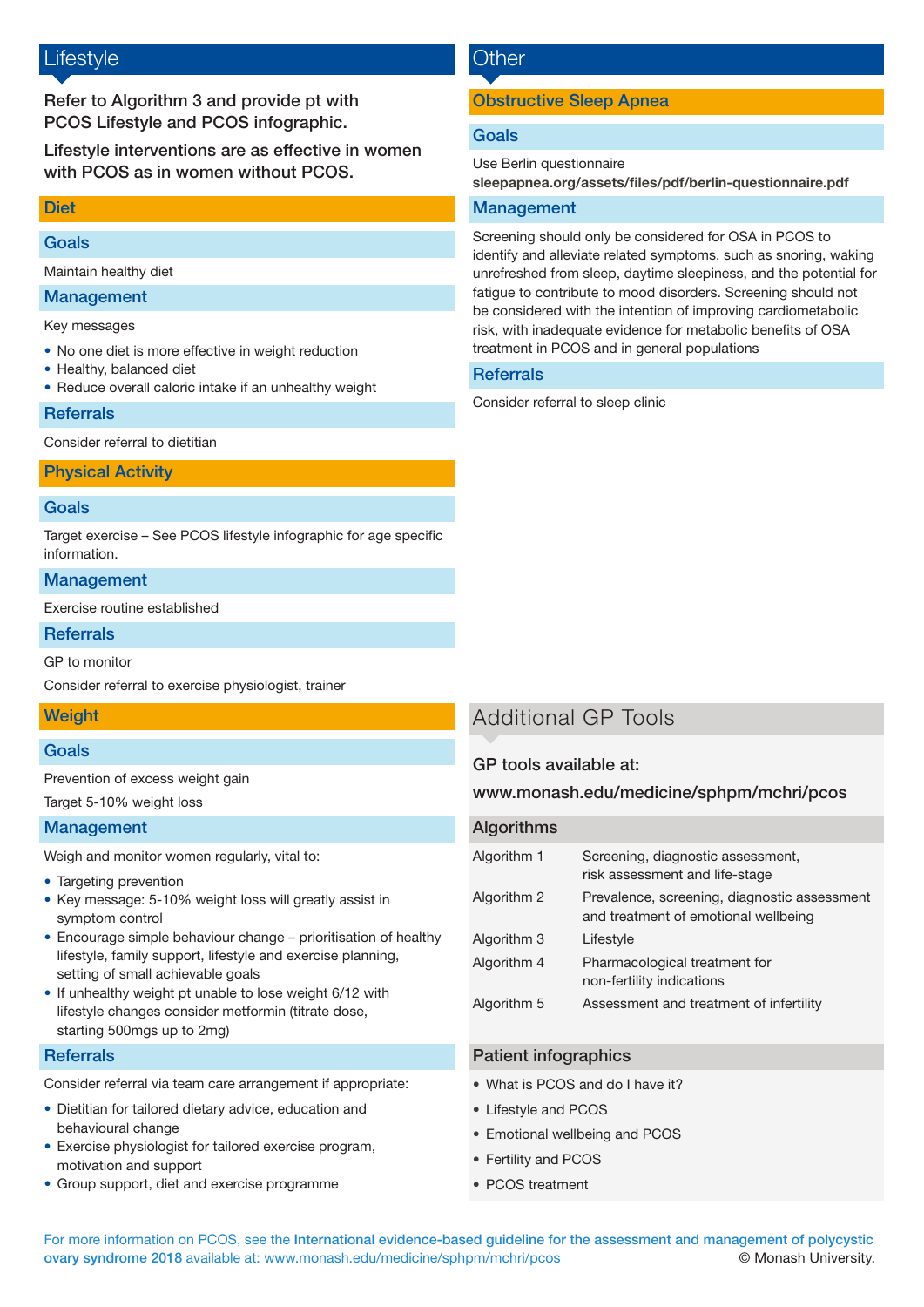## Lifestyle

**Refer to Algorithm 3 and provide pt with PCOS Lifestyle and PCOS infographic.**

**Lifestyle interventions are as effective in women with PCOS as in women without PCOS.**

### Diet

#### Goals

Maintain healthy diet

#### Management

Key messages

- No one diet is more effective in weight reduction
- Healthy, balanced diet
- Reduce overall caloric intake if an unhealthy weight

#### Referrals

Consider referral to dietitian

### Physical Activity

#### Goals

Target exercise – See PCOS lifestyle infographic for age specific information.

#### Management

Exercise routine established

#### Referrals

GP to monitor

Consider referral to exercise physiologist, trainer

### Weight

#### Goals

Prevention of excess weight gain

Target 5-10% weight loss

#### Management

Weigh and monitor women regularly, vital to:

- Targeting prevention
- Key message: 5-10% weight loss will greatly assist in symptom control
- Encourage simple behaviour change – prioritisation of healthy lifestyle, family support, lifestyle and exercise planning, setting of small achievable goals
- If unhealthy weight pt unable to lose weight 6/12 with lifestyle changes consider metformin (titrate dose, starting 500mgs up to 2mg)

#### Referrals

Consider referral via team care arrangement if appropriate:

- Dietitian for tailored dietary advice, education and behavioural change
- Exercise physiologist for tailored exercise program, motivation and support
- Group support, diet and exercise programme

## Other

### Obstructive Sleep Apnea

#### Goals

Use Berlin questionnaire
**sleepapnea.org/assets/files/pdf/berlin-questionnaire.pdf**

#### Management

Screening should only be considered for OSA in PCOS to identify and alleviate related symptoms, such as snoring, waking unrefreshed from sleep, daytime sleepiness, and the potential for fatigue to contribute to mood disorders. Screening should not be considered with the intention of improving cardiometabolic risk, with inadequate evidence for metabolic benefits of OSA treatment in PCOS and in general populations

#### Referrals

Consider referral to sleep clinic

## Additional GP Tools

**GP tools available at:**

**www.monash.edu/medicine/sphpm/mchri/pcos**

### Algorithms

| | |
|---|---|
| Algorithm 1 | Screening, diagnostic assessment, risk assessment and life-stage |
| Algorithm 2 | Prevalence, screening, diagnostic assessment and treatment of emotional wellbeing |
| Algorithm 3 | Lifestyle |
| Algorithm 4 | Pharmacological treatment for non-fertility indications |
| Algorithm 5 | Assessment and treatment of infertility |

### Patient infographics

- What is PCOS and do I have it?
- Lifestyle and PCOS
- Emotional wellbeing and PCOS
- Fertility and PCOS
- PCOS treatment

For more information on PCOS, see the **International evidence-based guideline for the assessment and management of polycystic ovary syndrome 2018** available at: www.monash.edu/medicine/sphpm/mchri/pcos

© Monash University.